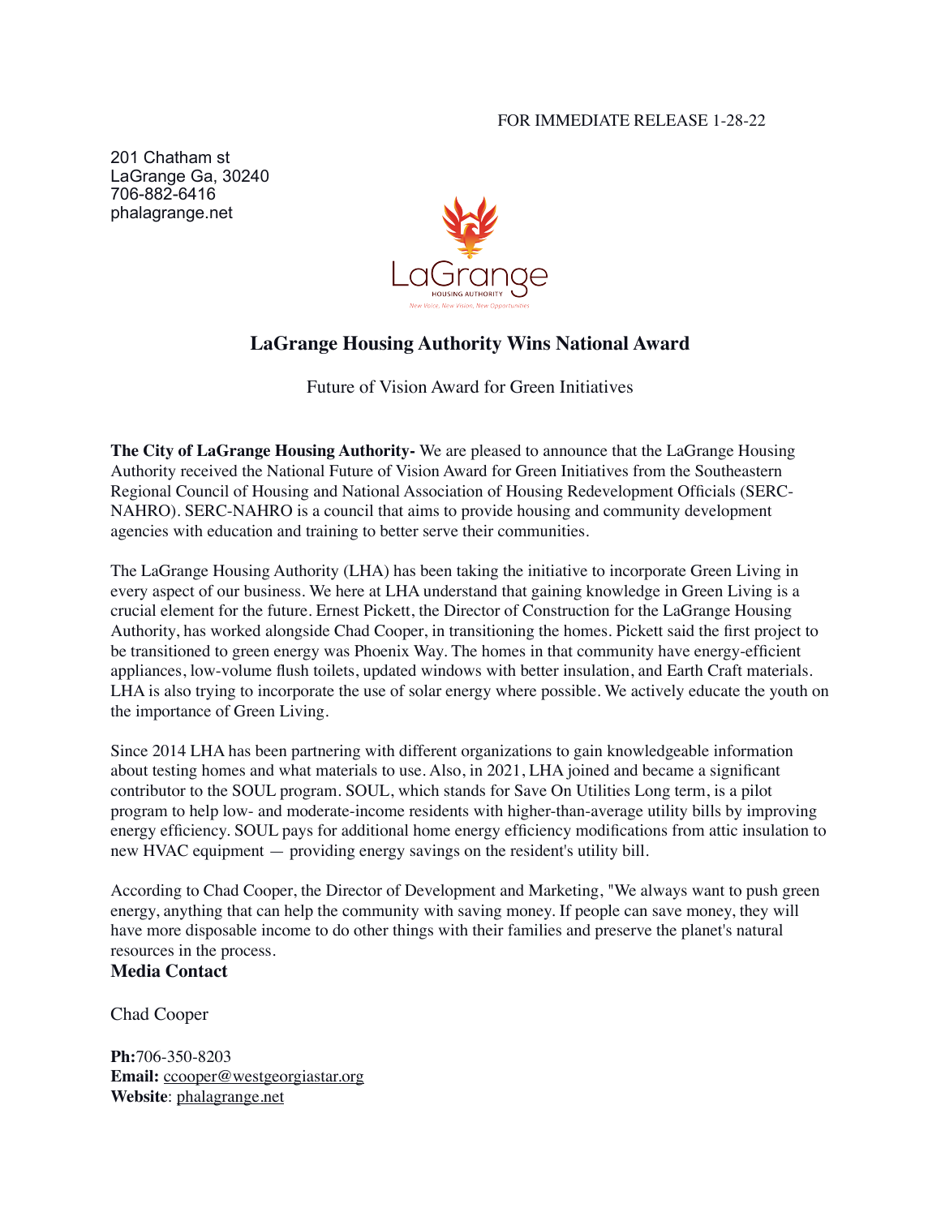FOR IMMEDIATE RELEASE 1-28-22

201 Chatham st
LaGrange Ga, 30240
706-882-6416
phalagrange.net

LaGrange
HOUSING AUTHORITY
*New Voice, New Vision, New Opportunities*

## LaGrange Housing Authority Wins National Award

Future of Vision Award for Green Initiatives

**The City of LaGrange Housing Authority-** We are pleased to announce that the LaGrange Housing Authority received the National Future of Vision Award for Green Initiatives from the Southeastern Regional Council of Housing and National Association of Housing Redevelopment Officials (SERC-NAHRO). SERC-NAHRO is a council that aims to provide housing and community development agencies with education and training to better serve their communities.

The LaGrange Housing Authority (LHA) has been taking the initiative to incorporate Green Living in every aspect of our business. We here at LHA understand that gaining knowledge in Green Living is a crucial element for the future. Ernest Pickett, the Director of Construction for the LaGrange Housing Authority, has worked alongside Chad Cooper, in transitioning the homes. Pickett said the first project to be transitioned to green energy was Phoenix Way. The homes in that community have energy-efficient appliances, low-volume flush toilets, updated windows with better insulation, and Earth Craft materials. LHA is also trying to incorporate the use of solar energy where possible. We actively educate the youth on the importance of Green Living.

Since 2014 LHA has been partnering with different organizations to gain knowledgeable information about testing homes and what materials to use. Also, in 2021, LHA joined and became a significant contributor to the SOUL program. SOUL, which stands for Save On Utilities Long term, is a pilot program to help low- and moderate-income residents with higher-than-average utility bills by improving energy efficiency. SOUL pays for additional home energy efficiency modifications from attic insulation to new HVAC equipment — providing energy savings on the resident's utility bill.

According to Chad Cooper, the Director of Development and Marketing, "We always want to push green energy, anything that can help the community with saving money. If people can save money, they will have more disposable income to do other things with their families and preserve the planet's natural resources in the process.

**Media Contact**

Chad Cooper

**Ph:**706-350-8203
**Email:** ccooper@westgeorgiastar.org
**Website**: phalagrange.net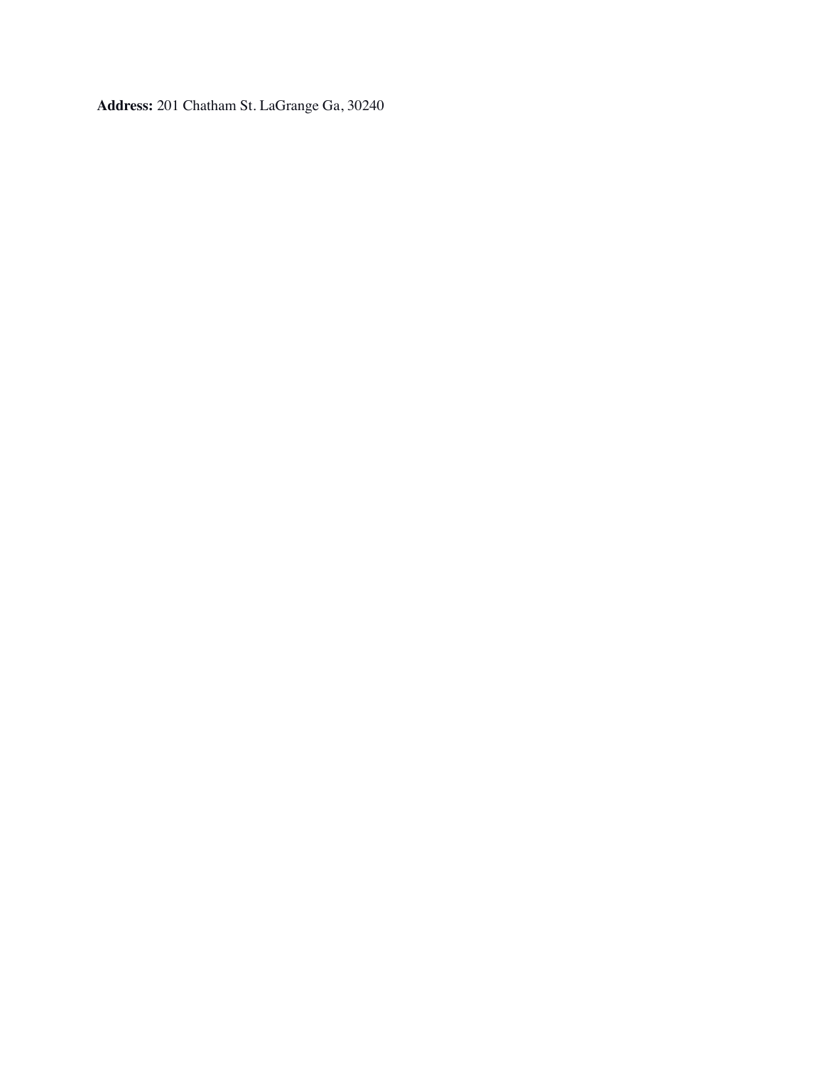**Address:** 201 Chatham St. LaGrange Ga, 30240